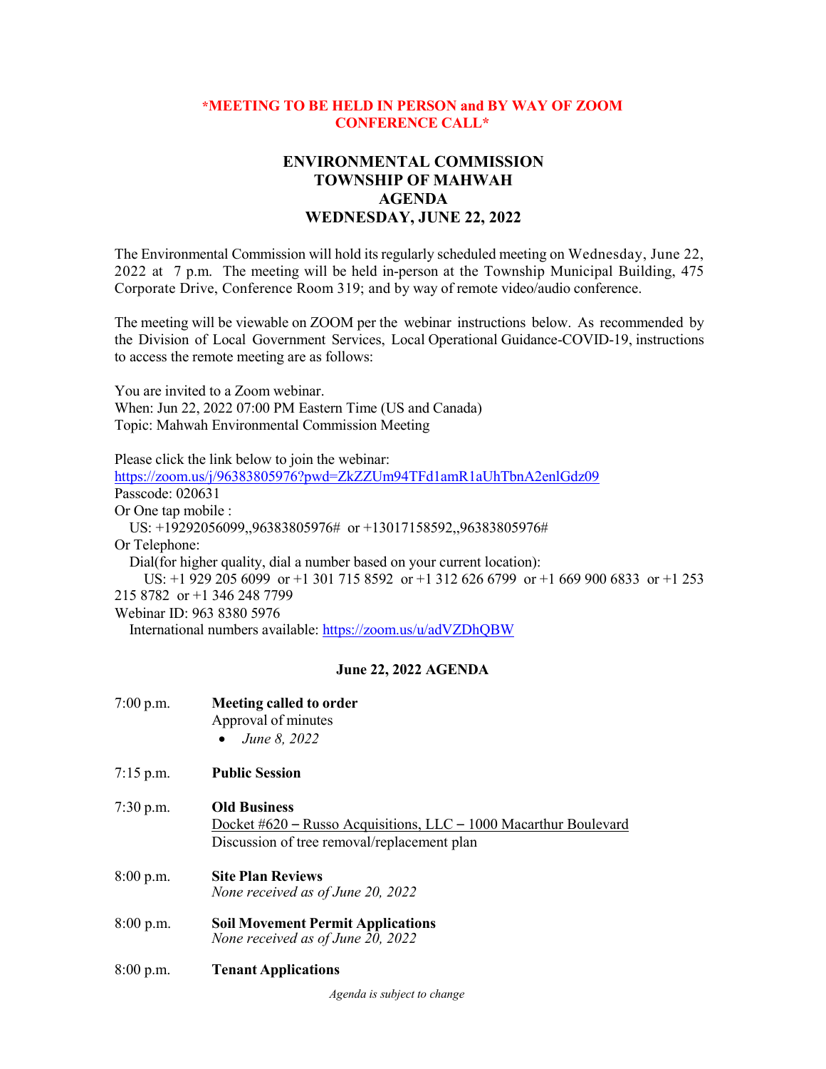**\*MEETING TO BE HELD IN PERSON and BY WAY OF ZOOM CONFERENCE CALL\***

# ENVIRONMENTAL COMMISSION
# TOWNSHIP OF MAHWAH
# AGENDA
# WEDNESDAY, JUNE 22, 2022

The Environmental Commission will hold its regularly scheduled meeting on Wednesday, June 22, 2022 at 7 p.m. The meeting will be held in-person at the Township Municipal Building, 475 Corporate Drive, Conference Room 319; and by way of remote video/audio conference.

The meeting will be viewable on ZOOM per the webinar instructions below. As recommended by the Division of Local Government Services, Local Operational Guidance-COVID-19, instructions to access the remote meeting are as follows:

You are invited to a Zoom webinar.
When: Jun 22, 2022 07:00 PM Eastern Time (US and Canada)
Topic: Mahwah Environmental Commission Meeting

Please click the link below to join the webinar:
https://zoom.us/j/96383805976?pwd=ZkZZUm94TFd1amR1aUhTbnA2enlGdz09
Passcode: 020631
Or One tap mobile :
US: +19292056099,,96383805976# or +13017158592,,96383805976#
Or Telephone:
Dial(for higher quality, dial a number based on your current location):
US: +1 929 205 6099 or +1 301 715 8592 or +1 312 626 6799 or +1 669 900 6833 or +1 253 215 8782 or +1 346 248 7799
Webinar ID: 963 8380 5976
International numbers available: https://zoom.us/u/adVZDhQBW

## June 22, 2022 AGENDA

7:00 p.m. **Meeting called to order**
Approval of minutes
- *June 8, 2022*

7:15 p.m. **Public Session**

7:30 p.m. **Old Business**
Docket #620 – Russo Acquisitions, LLC – 1000 Macarthur Boulevard
Discussion of tree removal/replacement plan

8:00 p.m. **Site Plan Reviews**
*None received as of June 20, 2022*

8:00 p.m. **Soil Movement Permit Applications**
*None received as of June 20, 2022*

8:00 p.m. **Tenant Applications**

*Agenda is subject to change*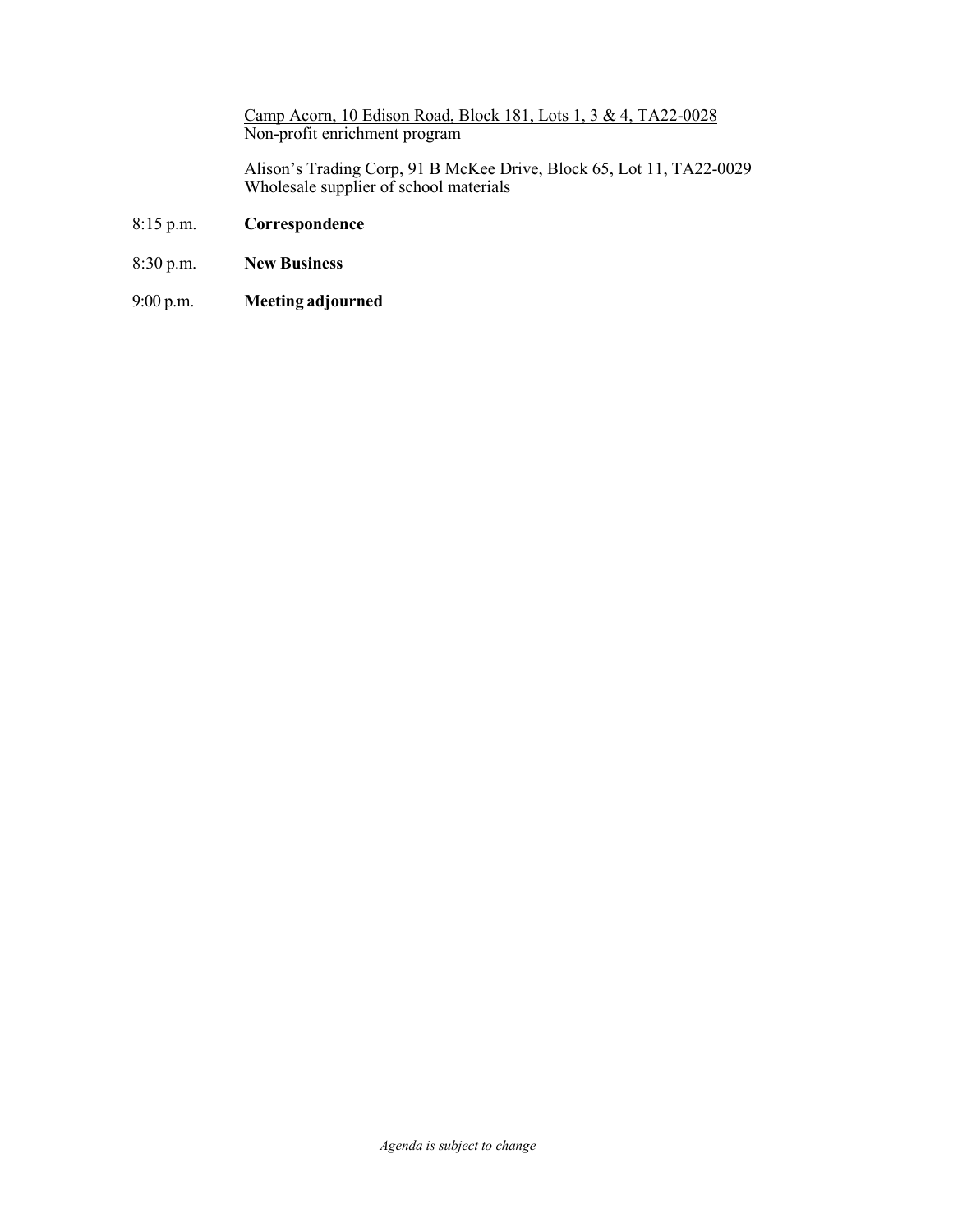Camp Acorn, 10 Edison Road, Block 181, Lots 1, 3 & 4, TA22-0028
Non-profit enrichment program

Alison's Trading Corp, 91 B McKee Drive, Block 65, Lot 11, TA22-0029
Wholesale supplier of school materials

8:15 p.m. **Correspondence**

8:30 p.m. **New Business**

9:00 p.m. **Meeting adjourned**

*Agenda is subject to change*